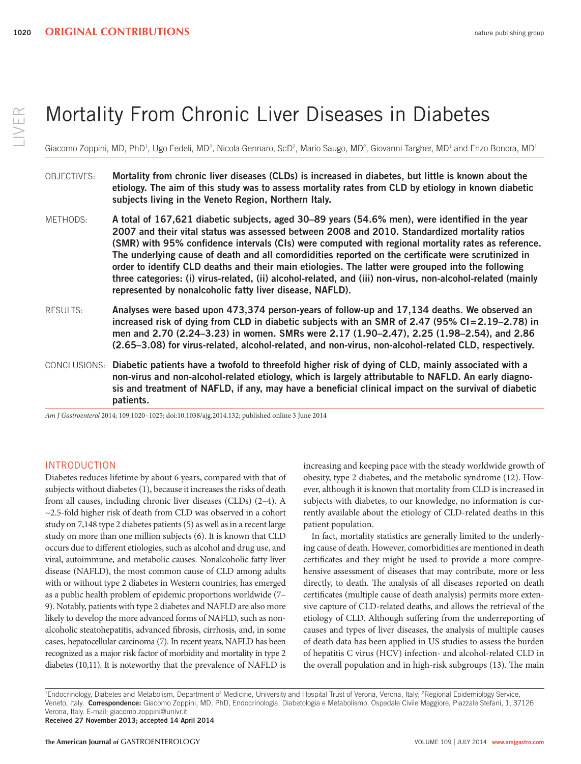# Mortality From Chronic Liver Diseases in Diabetes

Giacomo Zoppini, MD, PhD[1], Ugo Fedeli, MD[2], Nicola Gennaro, ScD[2], Mario Saugo, MD[2], Giovanni Targher, MD[1] and Enzo Bonora, MD[1]

**OBJECTIVES:** Mortality from chronic liver diseases (CLDs) is increased in diabetes, but little is known about the etiology. The aim of this study was to assess mortality rates from CLD by etiology in known diabetic subjects living in the Veneto Region, Northern Italy.

**METHODS:** A total of 167,621 diabetic subjects, aged 30–89 years (54.6% men), were identified in the year 2007 and their vital status was assessed between 2008 and 2010. Standardized mortality ratios (SMR) with 95% confidence intervals (CIs) were computed with regional mortality rates as reference. The underlying cause of death and all comordidities reported on the certificate were scrutinized in order to identify CLD deaths and their main etiologies. The latter were grouped into the following three categories: (i) virus-related, (ii) alcohol-related, and (iii) non-virus, non-alcohol-related (mainly represented by nonalcoholic fatty liver disease, NAFLD).

**RESULTS:** Analyses were based upon 473,374 person-years of follow-up and 17,134 deaths. We observed an increased risk of dying from CLD in diabetic subjects with an SMR of 2.47 (95% CI=2.19–2.78) in men and 2.70 (2.24–3.23) in women. SMRs were 2.17 (1.90–2.47), 2.25 (1.98–2.54), and 2.86 (2.65–3.08) for virus-related, alcohol-related, and non-virus, non-alcohol-related CLD, respectively.

**CONCLUSIONS:** Diabetic patients have a twofold to threefold higher risk of dying of CLD, mainly associated with a non-virus and non-alcohol-related etiology, which is largely attributable to NAFLD. An early diagnosis and treatment of NAFLD, if any, may have a beneficial clinical impact on the survival of diabetic patients.

*Am J Gastroenterol* 2014; 109:1020–1025; doi:10.1038/ajg.2014.132; published online 3 June 2014

## INTRODUCTION

Diabetes reduces lifetime by about 6 years, compared with that of subjects without diabetes (1), because it increases the risks of death from all causes, including chronic liver diseases (CLDs) (2–4). A ~2.5-fold higher risk of death from CLD was observed in a cohort study on 7,148 type 2 diabetes patients (5) as well as in a recent large study on more than one million subjects (6). It is known that CLD occurs due to different etiologies, such as alcohol and drug use, and viral, autoimmune, and metabolic causes. Nonalcoholic fatty liver disease (NAFLD), the most common cause of CLD among adults with or without type 2 diabetes in Western countries, has emerged as a public health problem of epidemic proportions worldwide (7–9). Notably, patients with type 2 diabetes and NAFLD are also more likely to develop the more advanced forms of NAFLD, such as nonalcoholic steatohepatitis, advanced fibrosis, cirrhosis, and, in some cases, hepatocellular carcinoma (7). In recent years, NAFLD has been recognized as a major risk factor of morbidity and mortality in type 2 diabetes (10,11). It is noteworthy that the prevalence of NAFLD is increasing and keeping pace with the steady worldwide growth of obesity, type 2 diabetes, and the metabolic syndrome (12). However, although it is known that mortality from CLD is increased in subjects with diabetes, to our knowledge, no information is currently available about the etiology of CLD-related deaths in this patient population.

In fact, mortality statistics are generally limited to the underlying cause of death. However, comorbidities are mentioned in death certificates and they might be used to provide a more comprehensive assessment of diseases that may contribute, more or less directly, to death. The analysis of all diseases reported on death certificates (multiple cause of death analysis) permits more extensive capture of CLD-related deaths, and allows the retrieval of the etiology of CLD. Although suffering from the underreporting of causes and types of liver diseases, the analysis of multiple causes of death data has been applied in US studies to assess the burden of hepatitis C virus (HCV) infection- and alcohol-related CLD in the overall population and in high-risk subgroups (13). The main

[1]Endocrinology, Diabetes and Metabolism, Department of Medicine, University and Hospital Trust of Verona, Verona, Italy; [2]Regional Epidemiology Service, Veneto, Italy. **Correspondence:** Giacomo Zoppini, MD, PhD, Endocrinologia, Diabetologia e Metabolismo, Ospedale Civile Maggiore, Piazzale Stefani, 1, 37126 Verona, Italy. E-mail: giacomo.zoppini@univr.it
**Received 27 November 2013; accepted 14 April 2014**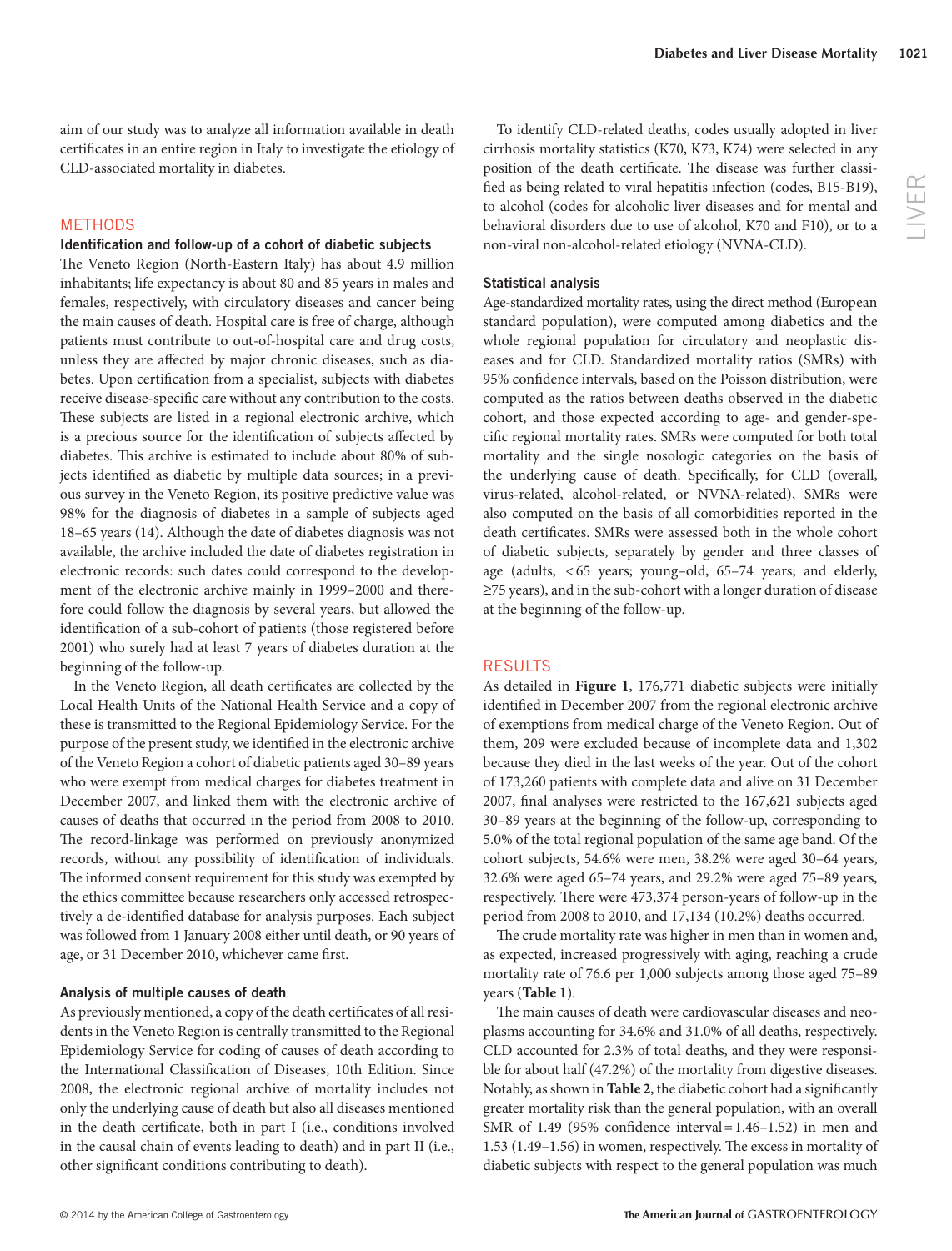aim of our study was to analyze all information available in death certificates in an entire region in Italy to investigate the etiology of CLD-associated mortality in diabetes.

## METHODS

### Identification and follow-up of a cohort of diabetic subjects

The Veneto Region (North-Eastern Italy) has about 4.9 million inhabitants; life expectancy is about 80 and 85 years in males and females, respectively, with circulatory diseases and cancer being the main causes of death. Hospital care is free of charge, although patients must contribute to out-of-hospital care and drug costs, unless they are affected by major chronic diseases, such as diabetes. Upon certification from a specialist, subjects with diabetes receive disease-specific care without any contribution to the costs. These subjects are listed in a regional electronic archive, which is a precious source for the identification of subjects affected by diabetes. This archive is estimated to include about 80% of subjects identified as diabetic by multiple data sources; in a previous survey in the Veneto Region, its positive predictive value was 98% for the diagnosis of diabetes in a sample of subjects aged 18–65 years (14). Although the date of diabetes diagnosis was not available, the archive included the date of diabetes registration in electronic records: such dates could correspond to the development of the electronic archive mainly in 1999–2000 and therefore could follow the diagnosis by several years, but allowed the identification of a sub-cohort of patients (those registered before 2001) who surely had at least 7 years of diabetes duration at the beginning of the follow-up.

In the Veneto Region, all death certificates are collected by the Local Health Units of the National Health Service and a copy of these is transmitted to the Regional Epidemiology Service. For the purpose of the present study, we identified in the electronic archive of the Veneto Region a cohort of diabetic patients aged 30–89 years who were exempt from medical charges for diabetes treatment in December 2007, and linked them with the electronic archive of causes of deaths that occurred in the period from 2008 to 2010. The record-linkage was performed on previously anonymized records, without any possibility of identification of individuals. The informed consent requirement for this study was exempted by the ethics committee because researchers only accessed retrospectively a de-identified database for analysis purposes. Each subject was followed from 1 January 2008 either until death, or 90 years of age, or 31 December 2010, whichever came first.

### Analysis of multiple causes of death

As previously mentioned, a copy of the death certificates of all residents in the Veneto Region is centrally transmitted to the Regional Epidemiology Service for coding of causes of death according to the International Classification of Diseases, 10th Edition. Since 2008, the electronic regional archive of mortality includes not only the underlying cause of death but also all diseases mentioned in the death certificate, both in part I (i.e., conditions involved in the causal chain of events leading to death) and in part II (i.e., other significant conditions contributing to death).

To identify CLD-related deaths, codes usually adopted in liver cirrhosis mortality statistics (K70, K73, K74) were selected in any position of the death certificate. The disease was further classified as being related to viral hepatitis infection (codes, B15-B19), to alcohol (codes for alcoholic liver diseases and for mental and behavioral disorders due to use of alcohol, K70 and F10), or to a non-viral non-alcohol-related etiology (NVNA-CLD).

### Statistical analysis

Age-standardized mortality rates, using the direct method (European standard population), were computed among diabetics and the whole regional population for circulatory and neoplastic diseases and for CLD. Standardized mortality ratios (SMRs) with 95% confidence intervals, based on the Poisson distribution, were computed as the ratios between deaths observed in the diabetic cohort, and those expected according to age- and gender-specific regional mortality rates. SMRs were computed for both total mortality and the single nosologic categories on the basis of the underlying cause of death. Specifically, for CLD (overall, virus-related, alcohol-related, or NVNA-related), SMRs were also computed on the basis of all comorbidities reported in the death certificates. SMRs were assessed both in the whole cohort of diabetic subjects, separately by gender and three classes of age (adults, <65 years; young–old, 65–74 years; and elderly, ≥75 years), and in the sub-cohort with a longer duration of disease at the beginning of the follow-up.

## RESULTS

As detailed in **Figure 1**, 176,771 diabetic subjects were initially identified in December 2007 from the regional electronic archive of exemptions from medical charge of the Veneto Region. Out of them, 209 were excluded because of incomplete data and 1,302 because they died in the last weeks of the year. Out of the cohort of 173,260 patients with complete data and alive on 31 December 2007, final analyses were restricted to the 167,621 subjects aged 30–89 years at the beginning of the follow-up, corresponding to 5.0% of the total regional population of the same age band. Of the cohort subjects, 54.6% were men, 38.2% were aged 30–64 years, 32.6% were aged 65–74 years, and 29.2% were aged 75–89 years, respectively. There were 473,374 person-years of follow-up in the period from 2008 to 2010, and 17,134 (10.2%) deaths occurred.

The crude mortality rate was higher in men than in women and, as expected, increased progressively with aging, reaching a crude mortality rate of 76.6 per 1,000 subjects among those aged 75–89 years (**Table 1**).

The main causes of death were cardiovascular diseases and neoplasms accounting for 34.6% and 31.0% of all deaths, respectively. CLD accounted for 2.3% of total deaths, and they were responsible for about half (47.2%) of the mortality from digestive diseases. Notably, as shown in **Table 2**, the diabetic cohort had a significantly greater mortality risk than the general population, with an overall SMR of 1.49 (95% confidence interval = 1.46–1.52) in men and 1.53 (1.49–1.56) in women, respectively. The excess in mortality of diabetic subjects with respect to the general population was much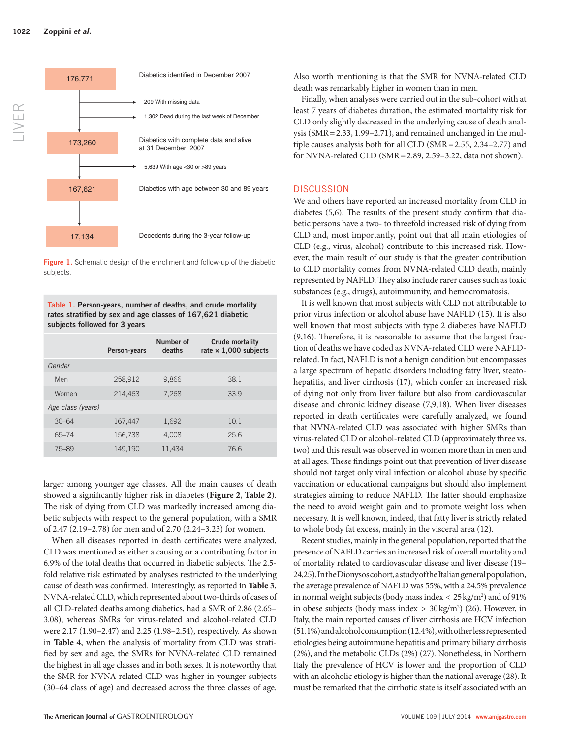| | |
|---|---|
| 176,771 | Diabetics identified in December 2007 |
| | 209 With missing data |
| | 1,302 Dead during the last week of December |
| 173,260 | Diabetics with complete data and alive at 31 December, 2007 |
| | 5,639 With age <30 or >89 years |
| 167,621 | Diabetics with age between 30 and 89 years |
| 17,134 | Decedents during the 3-year follow-up |

**Figure 1.** Schematic design of the enrollment and follow-up of the diabetic subjects.

**Table 1. Person-years, number of deaths, and crude mortality rates stratified by sex and age classes of 167,621 diabetic subjects followed for 3 years**

| | Person-years | Number of deaths | Crude mortality rate × 1,000 subjects |
|---|---|---|---|
| *Gender* | | | |
| Men | 258,912 | 9,866 | 38.1 |
| Women | 214,463 | 7,268 | 33.9 |
| *Age class (years)* | | | |
| 30–64 | 167,447 | 1,692 | 10.1 |
| 65–74 | 156,738 | 4,008 | 25.6 |
| 75–89 | 149,190 | 11,434 | 76.6 |

larger among younger age classes. All the main causes of death showed a significantly higher risk in diabetes (**Figure 2**, **Table 2**). The risk of dying from CLD was markedly increased among diabetic subjects with respect to the general population, with a SMR of 2.47 (2.19–2.78) for men and of 2.70 (2.24–3.23) for women.

When all diseases reported in death certificates were analyzed, CLD was mentioned as either a causing or a contributing factor in 6.9% of the total deaths that occurred in diabetic subjects. The 2.5-fold relative risk estimated by analyses restricted to the underlying cause of death was confirmed. Interestingly, as reported in **Table 3**, NVNA-related CLD, which represented about two-thirds of cases of all CLD-related deaths among diabetics, had a SMR of 2.86 (2.65–3.08), whereas SMRs for virus-related and alcohol-related CLD were 2.17 (1.90–2.47) and 2.25 (1.98–2.54), respectively. As shown in **Table 4**, when the analysis of mortality from CLD was stratified by sex and age, the SMRs for NVNA-related CLD remained the highest in all age classes and in both sexes. It is noteworthy that the SMR for NVNA-related CLD was higher in younger subjects (30–64 class of age) and decreased across the three classes of age. Also worth mentioning is that the SMR for NVNA-related CLD death was remarkably higher in women than in men.

Finally, when analyses were carried out in the sub-cohort with at least 7 years of diabetes duration, the estimated mortality risk for CLD only slightly decreased in the underlying cause of death analysis (SMR = 2.33, 1.99–2.71), and remained unchanged in the multiple causes analysis both for all CLD (SMR = 2.55, 2.34–2.77) and for NVNA-related CLD (SMR = 2.89, 2.59–3.22, data not shown).

## DISCUSSION

We and others have reported an increased mortality from CLD in diabetes (5,6). The results of the present study confirm that diabetic persons have a two- to threefold increased risk of dying from CLD and, most importantly, point out that all main etiologies of CLD (e.g., virus, alcohol) contribute to this increased risk. However, the main result of our study is that the greater contribution to CLD mortality comes from NVNA-related CLD death, mainly represented by NAFLD. They also include rarer causes such as toxic substances (e.g., drugs), autoimmunity, and hemocromatosis.

It is well known that most subjects with CLD not attributable to prior virus infection or alcohol abuse have NAFLD (15). It is also well known that most subjects with type 2 diabetes have NAFLD (9,16). Therefore, it is reasonable to assume that the largest fraction of deaths we have coded as NVNA-related CLD were NAFLD-related. In fact, NAFLD is not a benign condition but encompasses a large spectrum of hepatic disorders including fatty liver, steatohepatitis, and liver cirrhosis (17), which confer an increased risk of dying not only from liver failure but also from cardiovascular disease and chronic kidney disease (7,9,18). When liver diseases reported in death certificates were carefully analyzed, we found that NVNA-related CLD was associated with higher SMRs than virus-related CLD or alcohol-related CLD (approximately three vs. two) and this result was observed in women more than in men and at all ages. These findings point out that prevention of liver disease should not target only viral infection or alcohol abuse by specific vaccination or educational campaigns but should also implement strategies aiming to reduce NAFLD. The latter should emphasize the need to avoid weight gain and to promote weight loss when necessary. It is well known, indeed, that fatty liver is strictly related to whole body fat excess, mainly in the visceral area (12).

Recent studies, mainly in the general population, reported that the presence of NAFLD carries an increased risk of overall mortality and of mortality related to cardiovascular disease and liver disease (19–24,25). In the Dionysos cohort, a study of the Italian general population, the average prevalence of NAFLD was 55%, with a 24.5% prevalence in normal weight subjects (body mass index < 25 kg/m$^2$) and of 91% in obese subjects (body mass index > 30 kg/m$^2$) (26). However, in Italy, the main reported causes of liver cirrhosis are HCV infection (51.1%) and alcohol consumption (12.4%), with other less represented etiologies being autoimmune hepatitis and primary biliary cirrhosis (2%), and the metabolic CLDs (2%) (27). Nonetheless, in Northern Italy the prevalence of HCV is lower and the proportion of CLD with an alcoholic etiology is higher than the national average (28). It must be remarked that the cirrhotic state is itself associated with an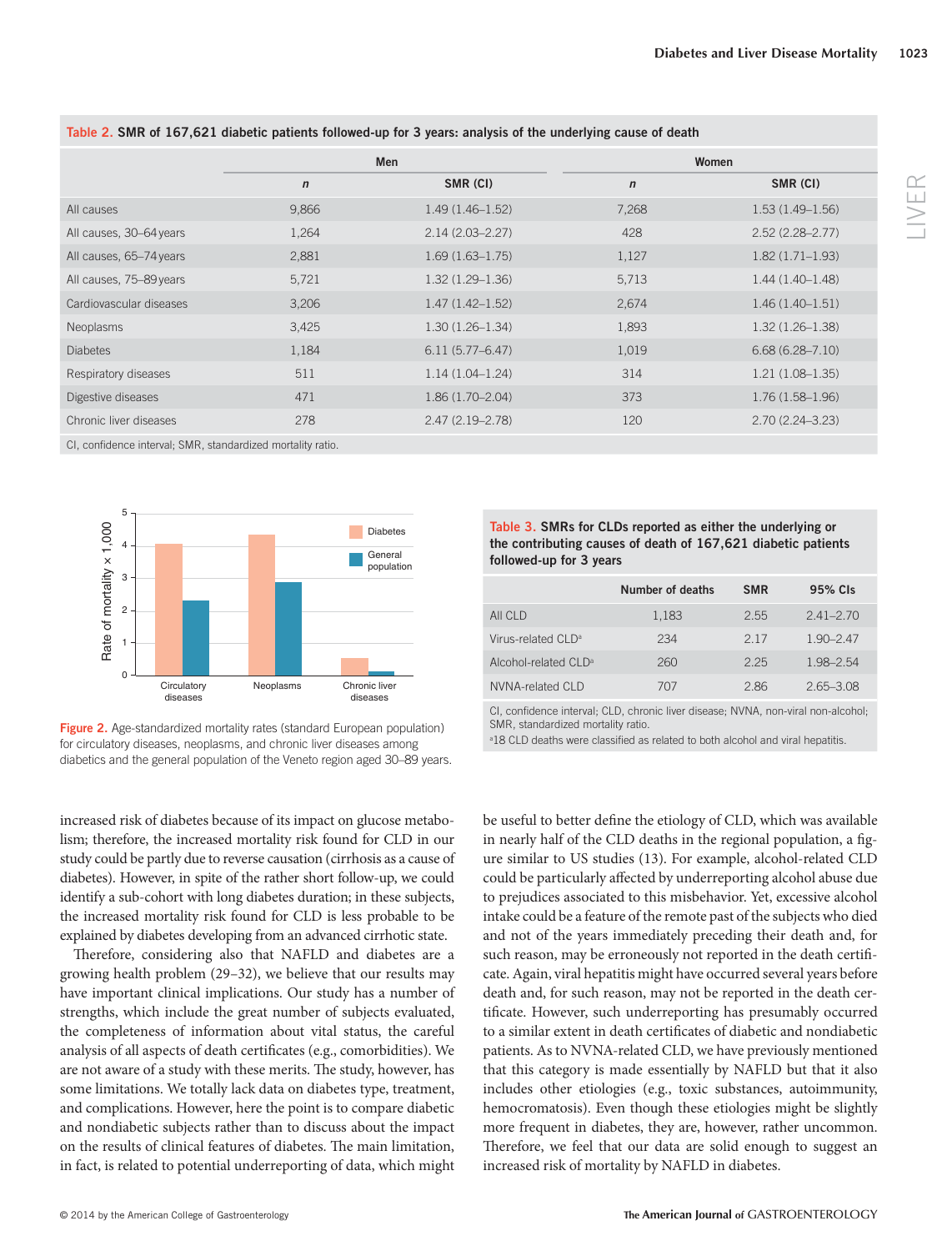**Table 2. SMR of 167,621 diabetic patients followed-up for 3 years: analysis of the underlying cause of death**

| | Men | | Women | |
|---|---|---|---|---|
| | *n* | SMR (CI) | *n* | SMR (CI) |
| All causes | 9,866 | 1.49 (1.46–1.52) | 7,268 | 1.53 (1.49–1.56) |
| All causes, 30–64 years | 1,264 | 2.14 (2.03–2.27) | 428 | 2.52 (2.28–2.77) |
| All causes, 65–74 years | 2,881 | 1.69 (1.63–1.75) | 1,127 | 1.82 (1.71–1.93) |
| All causes, 75–89 years | 5,721 | 1.32 (1.29–1.36) | 5,713 | 1.44 (1.40–1.48) |
| Cardiovascular diseases | 3,206 | 1.47 (1.42–1.52) | 2,674 | 1.46 (1.40–1.51) |
| Neoplasms | 3,425 | 1.30 (1.26–1.34) | 1,893 | 1.32 (1.26–1.38) |
| Diabetes | 1,184 | 6.11 (5.77–6.47) | 1,019 | 6.68 (6.28–7.10) |
| Respiratory diseases | 511 | 1.14 (1.04–1.24) | 314 | 1.21 (1.08–1.35) |
| Digestive diseases | 471 | 1.86 (1.70–2.04) | 373 | 1.76 (1.58–1.96) |
| Chronic liver diseases | 278 | 2.47 (2.19–2.78) | 120 | 2.70 (2.24–3.23) |

CI, confidence interval; SMR, standardized mortality ratio.

Figure 2. Age-standardized mortality rates (standard European population) for circulatory diseases, neoplasms, and chronic liver diseases among diabetics and the general population of the Veneto region aged 30–89 years.

**Table 3. SMRs for CLDs reported as either the underlying or the contributing causes of death of 167,621 diabetic patients followed-up for 3 years**

| | Number of deaths | SMR | 95% CIs |
|---|---|---|---|
| All CLD | 1,183 | 2.55 | 2.41–2.70 |
| Virus-related CLD[a] | 234 | 2.17 | 1.90–2.47 |
| Alcohol-related CLD[a] | 260 | 2.25 | 1.98–2.54 |
| NVNA-related CLD | 707 | 2.86 | 2.65–3.08 |

CI, confidence interval; CLD, chronic liver disease; NVNA, non-viral non-alcohol; SMR, standardized mortality ratio.
[a]18 CLD deaths were classified as related to both alcohol and viral hepatitis.

increased risk of diabetes because of its impact on glucose metabolism; therefore, the increased mortality risk found for CLD in our study could be partly due to reverse causation (cirrhosis as a cause of diabetes). However, in spite of the rather short follow-up, we could identify a sub-cohort with long diabetes duration; in these subjects, the increased mortality risk found for CLD is less probable to be explained by diabetes developing from an advanced cirrhotic state.

Therefore, considering also that NAFLD and diabetes are a growing health problem (29–32), we believe that our results may have important clinical implications. Our study has a number of strengths, which include the great number of subjects evaluated, the completeness of information about vital status, the careful analysis of all aspects of death certificates (e.g., comorbidities). We are not aware of a study with these merits. The study, however, has some limitations. We totally lack data on diabetes type, treatment, and complications. However, here the point is to compare diabetic and nondiabetic subjects rather than to discuss about the impact on the results of clinical features of diabetes. The main limitation, in fact, is related to potential underreporting of data, which might be useful to better define the etiology of CLD, which was available in nearly half of the CLD deaths in the regional population, a figure similar to US studies (13). For example, alcohol-related CLD could be particularly affected by underreporting alcohol abuse due to prejudices associated to this misbehavior. Yet, excessive alcohol intake could be a feature of the remote past of the subjects who died and not of the years immediately preceding their death and, for such reason, may be erroneously not reported in the death certificate. Again, viral hepatitis might have occurred several years before death and, for such reason, may not be reported in the death certificate. However, such underreporting has presumably occurred to a similar extent in death certificates of diabetic and nondiabetic patients. As to NVNA-related CLD, we have previously mentioned that this category is made essentially by NAFLD but that it also includes other etiologies (e.g., toxic substances, autoimmunity, hemocromatosis). Even though these etiologies might be slightly more frequent in diabetics, they are, however, rather uncommon. Therefore, we feel that our data are solid enough to suggest an increased risk of mortality by NAFLD in diabetes.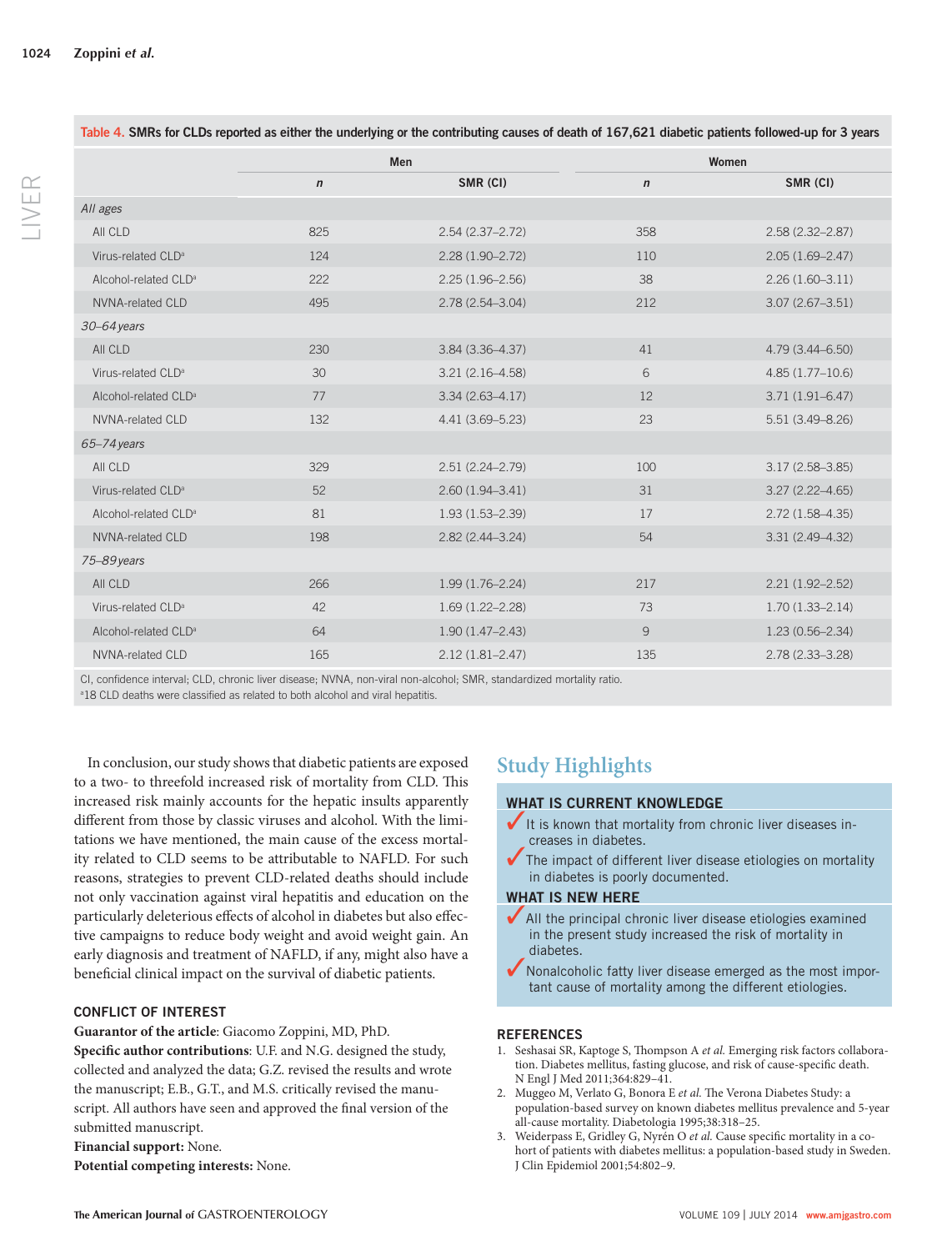**Table 4. SMRs for CLDs reported as either the underlying or the contributing causes of death of 167,621 diabetic patients followed-up for 3 years**

| | Men | | Women | |
|---|---|---|---|---|
| | *n* | SMR (CI) | *n* | SMR (CI) |
| *All ages* | | | | |
| All CLD | 825 | 2.54 (2.37–2.72) | 358 | 2.58 (2.32–2.87) |
| Virus-related CLD[a] | 124 | 2.28 (1.90–2.72) | 110 | 2.05 (1.69–2.47) |
| Alcohol-related CLD[a] | 222 | 2.25 (1.96–2.56) | 38 | 2.26 (1.60–3.11) |
| NVNA-related CLD | 495 | 2.78 (2.54–3.04) | 212 | 3.07 (2.67–3.51) |
| *30–64 years* | | | | |
| All CLD | 230 | 3.84 (3.36–4.37) | 41 | 4.79 (3.44–6.50) |
| Virus-related CLD[a] | 30 | 3.21 (2.16–4.58) | 6 | 4.85 (1.77–10.6) |
| Alcohol-related CLD[a] | 77 | 3.34 (2.63–4.17) | 12 | 3.71 (1.91–6.47) |
| NVNA-related CLD | 132 | 4.41 (3.69–5.23) | 23 | 5.51 (3.49–8.26) |
| *65–74 years* | | | | |
| All CLD | 329 | 2.51 (2.24–2.79) | 100 | 3.17 (2.58–3.85) |
| Virus-related CLD[a] | 52 | 2.60 (1.94–3.41) | 31 | 3.27 (2.22–4.65) |
| Alcohol-related CLD[a] | 81 | 1.93 (1.53–2.39) | 17 | 2.72 (1.58–4.35) |
| NVNA-related CLD | 198 | 2.82 (2.44–3.24) | 54 | 3.31 (2.49–4.32) |
| *75–89 years* | | | | |
| All CLD | 266 | 1.99 (1.76–2.24) | 217 | 2.21 (1.92–2.52) |
| Virus-related CLD[a] | 42 | 1.69 (1.22–2.28) | 73 | 1.70 (1.33–2.14) |
| Alcohol-related CLD[a] | 64 | 1.90 (1.47–2.43) | 9 | 1.23 (0.56–2.34) |
| NVNA-related CLD | 165 | 2.12 (1.81–2.47) | 135 | 2.78 (2.33–3.28) |

CI, confidence interval; CLD, chronic liver disease; NVNA, non-viral non-alcohol; SMR, standardized mortality ratio.
[a]18 CLD deaths were classified as related to both alcohol and viral hepatitis.

In conclusion, our study shows that diabetic patients are exposed to a two- to threefold increased risk of mortality from CLD. This increased risk mainly accounts for the hepatic insults apparently different from those by classic viruses and alcohol. With the limitations we have mentioned, the main cause of the excess mortality related to CLD seems to be attributable to NAFLD. For such reasons, strategies to prevent CLD-related deaths should include not only vaccination against viral hepatitis and education on the particularly deleterious effects of alcohol in diabetes but also effective campaigns to reduce body weight and avoid weight gain. An early diagnosis and treatment of NAFLD, if any, might also have a beneficial clinical impact on the survival of diabetic patients.

## CONFLICT OF INTEREST

**Guarantor of the article**: Giacomo Zoppini, MD, PhD.
**Specific author contributions**: U.F. and N.G. designed the study, collected and analyzed the data; G.Z. revised the results and wrote the manuscript; E.B., G.T., and M.S. critically revised the manuscript. All authors have seen and approved the final version of the submitted manuscript.
**Financial support:** None.
**Potential competing interests:** None.

## Study Highlights

### WHAT IS CURRENT KNOWLEDGE

- ✓ It is known that mortality from chronic liver diseases increases in diabetes.
- ✓ The impact of different liver disease etiologies on mortality in diabetes is poorly documented.

### WHAT IS NEW HERE

- ✓ All the principal chronic liver disease etiologies examined in the present study increased the risk of mortality in diabetes.
- ✓ Nonalcoholic fatty liver disease emerged as the most important cause of mortality among the different etiologies.

## REFERENCES

1. Seshasai SR, Kaptoge S, Thompson A *et al.* Emerging risk factors collaboration. Diabetes mellitus, fasting glucose, and risk of cause-specific death. N Engl J Med 2011;364:829–41.
2. Muggeo M, Verlato G, Bonora E *et al.* The Verona Diabetes Study: a population-based survey on known diabetes mellitus prevalence and 5-year all-cause mortality. Diabetologia 1995;38:318–25.
3. Weiderpass E, Gridley G, Nyrén O *et al.* Cause specific mortality in a cohort of patients with diabetes mellitus: a population-based study in Sweden. J Clin Epidemiol 2001;54:802–9.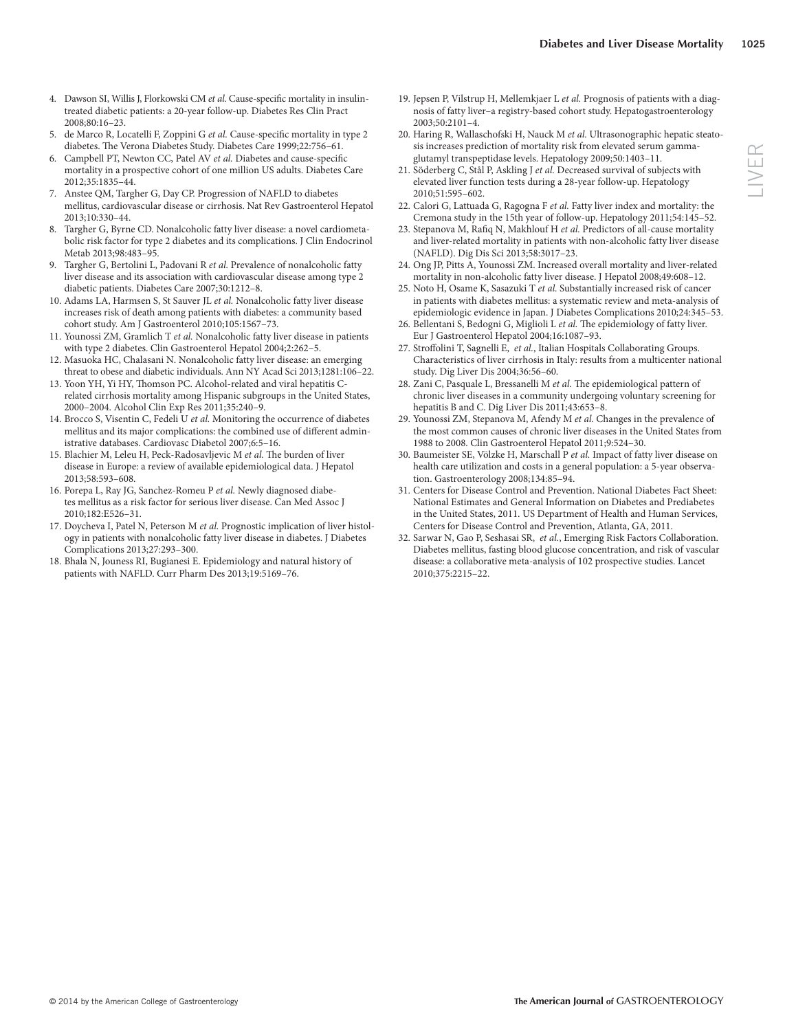4. Dawson SI, Willis J, Florkowski CM *et al.* Cause-specific mortality in insulin-treated diabetic patients: a 20-year follow-up. Diabetes Res Clin Pract 2008;80:16–23.
5. de Marco R, Locatelli F, Zoppini G *et al.* Cause-specific mortality in type 2 diabetes. The Verona Diabetes Study. Diabetes Care 1999;22:756–61.
6. Campbell PT, Newton CC, Patel AV *et al.* Diabetes and cause-specific mortality in a prospective cohort of one million US adults. Diabetes Care 2012;35:1835–44.
7. Anstee QM, Targher G, Day CP. Progression of NAFLD to diabetes mellitus, cardiovascular disease or cirrhosis. Nat Rev Gastroenterol Hepatol 2013;10:330–44.
8. Targher G, Byrne CD. Nonalcoholic fatty liver disease: a novel cardiometabolic risk factor for type 2 diabetes and its complications. J Clin Endocrinol Metab 2013;98:483–95.
9. Targher G, Bertolini L, Padovani R *et al.* Prevalence of nonalcoholic fatty liver disease and its association with cardiovascular disease among type 2 diabetic patients. Diabetes Care 2007;30:1212–8.
10. Adams LA, Harmsen S, St Sauver JL *et al.* Nonalcoholic fatty liver disease increases risk of death among patients with diabetes: a community based cohort study. Am J Gastroenterol 2010;105:1567–73.
11. Younossi ZM, Gramlich T *et al.* Nonalcoholic fatty liver disease in patients with type 2 diabetes. Clin Gastroenterol Hepatol 2004;2:262–5.
12. Masuoka HC, Chalasani N. Nonalcoholic fatty liver disease: an emerging threat to obese and diabetic individuals. Ann NY Acad Sci 2013;1281:106–22.
13. Yoon YH, Yi HY, Thomson PC. Alcohol-related and viral hepatitis C-related cirrhosis mortality among Hispanic subgroups in the United States, 2000–2004. Alcohol Clin Exp Res 2011;35:240–9.
14. Brocco S, Visentin C, Fedeli U *et al.* Monitoring the occurrence of diabetes mellitus and its major complications: the combined use of different administrative databases. Cardiovasc Diabetol 2007;6:5–16.
15. Blachier M, Leleu H, Peck-Radosavljevic M *et al.* The burden of liver disease in Europe: a review of available epidemiological data. J Hepatol 2013;58:593–608.
16. Porepa L, Ray JG, Sanchez-Romeu P *et al.* Newly diagnosed diabetes mellitus as a risk factor for serious liver disease. Can Med Assoc J 2010;182:E526–31.
17. Doycheva I, Patel N, Peterson M *et al.* Prognostic implication of liver histology in patients with nonalcoholic fatty liver disease in diabetes. J Diabetes Complications 2013;27:293–300.
18. Bhala N, Jouness RI, Bugianesi E. Epidemiology and natural history of patients with NAFLD. Curr Pharm Des 2013;19:5169–76.
19. Jepsen P, Vilstrup H, Mellemkjaer L *et al.* Prognosis of patients with a diagnosis of fatty liver–a registry-based cohort study. Hepatogastroenterology 2003;50:2101–4.
20. Haring R, Wallaschofski H, Nauck M *et al.* Ultrasonographic hepatic steatosis increases prediction of mortality risk from elevated serum gamma-glutamyl transpeptidase levels. Hepatology 2009;50:1403–11.
21. Söderberg C, Stål P, Askling J *et al.* Decreased survival of subjects with elevated liver function tests during a 28-year follow-up. Hepatology 2010;51:595–602.
22. Calori G, Lattuada G, Ragogna F *et al.* Fatty liver index and mortality: the Cremona study in the 15th year of follow-up. Hepatology 2011;54:145–52.
23. Stepanova M, Rafiq N, Makhlouf H *et al.* Predictors of all-cause mortality and liver-related mortality in patients with non-alcoholic fatty liver disease (NAFLD). Dig Dis Sci 2013;58:3017–23.
24. Ong JP, Pitts A, Younossi ZM. Increased overall mortality and liver-related mortality in non-alcoholic fatty liver disease. J Hepatol 2008;49:608–12.
25. Noto H, Osame K, Sasazuki T *et al.* Substantially increased risk of cancer in patients with diabetes mellitus: a systematic review and meta-analysis of epidemiologic evidence in Japan. J Diabetes Complications 2010;24:345–53.
26. Bellentani S, Bedogni G, Miglioli L *et al.* The epidemiology of fatty liver. Eur J Gastroenterol Hepatol 2004;16:1087–93.
27. Stroffolini T, Sagnelli E, *et al.*, Italian Hospitals Collaborating Groups. Characteristics of liver cirrhosis in Italy: results from a multicenter national study. Dig Liver Dis 2004;36:56–60.
28. Zani C, Pasquale L, Bressanelli M *et al.* The epidemiological pattern of chronic liver diseases in a community undergoing voluntary screening for hepatitis B and C. Dig Liver Dis 2011;43:653–8.
29. Younossi ZM, Stepanova M, Afendy M *et al.* Changes in the prevalence of the most common causes of chronic liver diseases in the United States from 1988 to 2008. Clin Gastroenterol Hepatol 2011;9:524–30.
30. Baumeister SE, Völzke H, Marschall P *et al.* Impact of fatty liver disease on health care utilization and costs in a general population: a 5-year observation. Gastroenterology 2008;134:85–94.
31. Centers for Disease Control and Prevention. National Diabetes Fact Sheet: National Estimates and General Information on Diabetes and Prediabetes in the United States, 2011. US Department of Health and Human Services, Centers for Disease Control and Prevention, Atlanta, GA, 2011.
32. Sarwar N, Gao P, Seshasai SR, *et al.*, Emerging Risk Factors Collaboration. Diabetes mellitus, fasting blood glucose concentration, and risk of vascular disease: a collaborative meta-analysis of 102 prospective studies. Lancet 2010;375:2215–22.